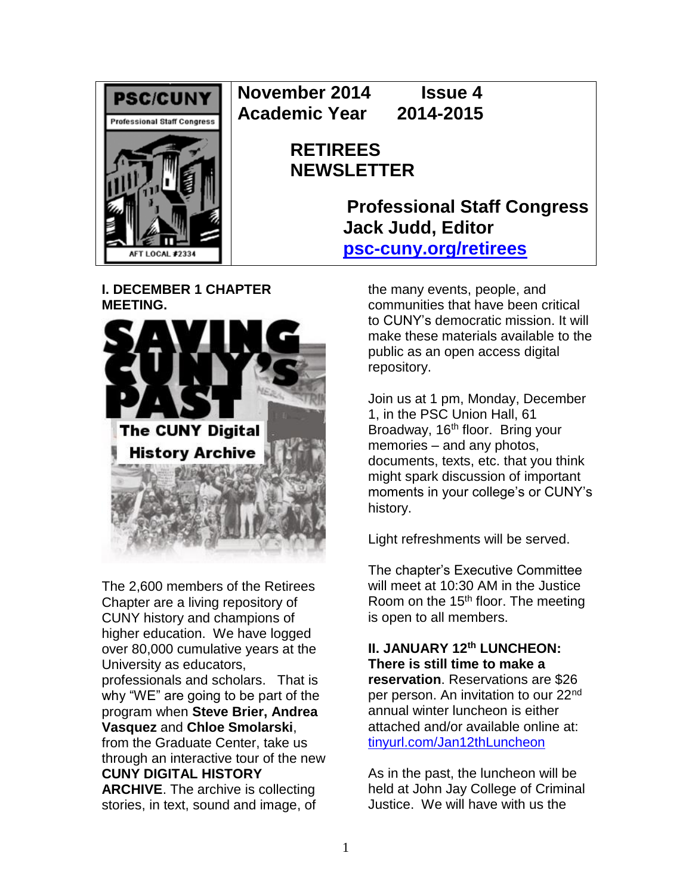**November 2014 Issue 4**
**Academic Year 2014-2015**

# RETIREES NEWSLETTER

**Professional Staff Congress**
**Jack Judd, Editor**
**psc-cuny.org/retirees**

## I. DECEMBER 1 CHAPTER MEETING.

The 2,600 members of the Retirees Chapter are a living repository of CUNY history and champions of higher education. We have logged over 80,000 cumulative years at the University as educators, professionals and scholars. That is why "WE" are going to be part of the program when **Steve Brier, Andrea Vasquez** and **Chloe Smolarski**, from the Graduate Center, take us through an interactive tour of the new **CUNY DIGITAL HISTORY ARCHIVE**. The archive is collecting stories, in text, sound and image, of the many events, people, and communities that have been critical to CUNY's democratic mission. It will make these materials available to the public as an open access digital repository.

Join us at 1 pm, Monday, December 1, in the PSC Union Hall, 61 Broadway, 16th floor. Bring your memories – and any photos, documents, texts, etc. that you think might spark discussion of important moments in your college's or CUNY's history.

Light refreshments will be served.

The chapter's Executive Committee will meet at 10:30 AM in the Justice Room on the 15th floor. The meeting is open to all members.

## II. JANUARY 12th LUNCHEON: There is still time to make a reservation.

Reservations are $26 per person. An invitation to our 22nd annual winter luncheon is either attached and/or available online at: tinyurl.com/Jan12thLuncheon

As in the past, the luncheon will be held at John Jay College of Criminal Justice. We will have with us the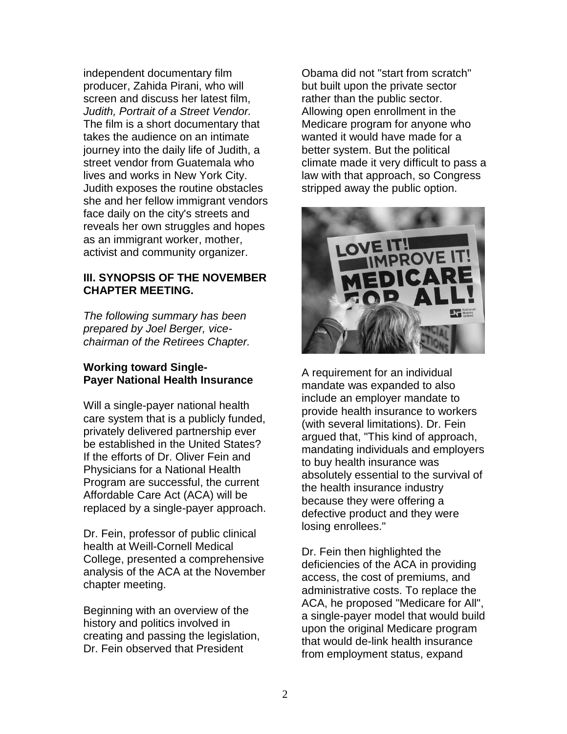independent documentary film producer, Zahida Pirani, who will screen and discuss her latest film, *Judith, Portrait of a Street Vendor.* The film is a short documentary that takes the audience on an intimate journey into the daily life of Judith, a street vendor from Guatemala who lives and works in New York City. Judith exposes the routine obstacles she and her fellow immigrant vendors face daily on the city's streets and reveals her own struggles and hopes as an immigrant worker, mother, activist and community organizer.

**III. SYNOPSIS OF THE NOVEMBER CHAPTER MEETING.**

*The following summary has been prepared by Joel Berger, vice-chairman of the Retirees Chapter.*

**Working toward Single-Payer National Health Insurance**

Will a single-payer national health care system that is a publicly funded, privately delivered partnership ever be established in the United States? If the efforts of Dr. Oliver Fein and Physicians for a National Health Program are successful, the current Affordable Care Act (ACA) will be replaced by a single-payer approach.

Dr. Fein, professor of public clinical health at Weill-Cornell Medical College, presented a comprehensive analysis of the ACA at the November chapter meeting.

Beginning with an overview of the history and politics involved in creating and passing the legislation, Dr. Fein observed that President Obama did not "start from scratch" but built upon the private sector rather than the public sector. Allowing open enrollment in the Medicare program for anyone who wanted it would have made for a better system. But the political climate made it very difficult to pass a law with that approach, so Congress stripped away the public option.

A requirement for an individual mandate was expanded to also include an employer mandate to provide health insurance to workers (with several limitations). Dr. Fein argued that, "This kind of approach, mandating individuals and employers to buy health insurance was absolutely essential to the survival of the health insurance industry because they were offering a defective product and they were losing enrollees."

Dr. Fein then highlighted the deficiencies of the ACA in providing access, the cost of premiums, and administrative costs. To replace the ACA, he proposed "Medicare for All", a single-payer model that would build upon the original Medicare program that would de-link health insurance from employment status, expand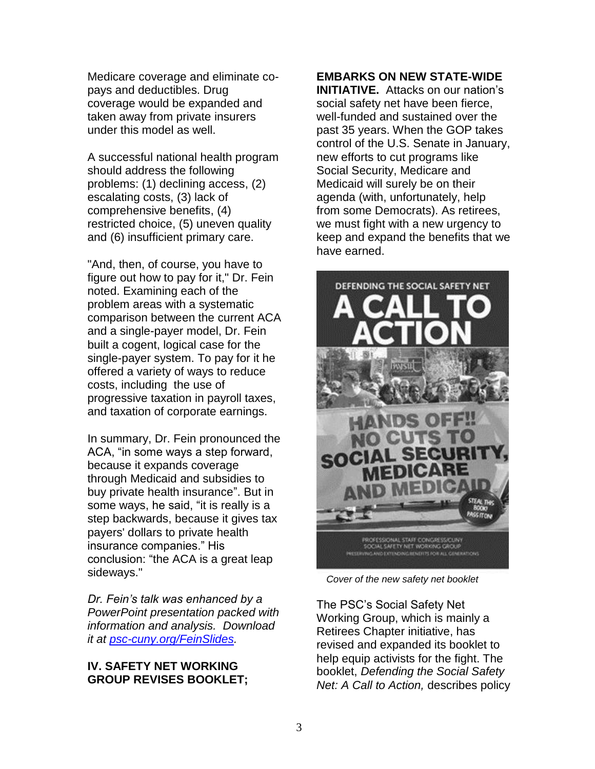Medicare coverage and eliminate co-pays and deductibles. Drug coverage would be expanded and taken away from private insurers under this model as well.

A successful national health program should address the following problems: (1) declining access, (2) escalating costs, (3) lack of comprehensive benefits, (4) restricted choice, (5) uneven quality and (6) insufficient primary care.

"And, then, of course, you have to figure out how to pay for it," Dr. Fein noted. Examining each of the problem areas with a systematic comparison between the current ACA and a single-payer model, Dr. Fein built a cogent, logical case for the single-payer system. To pay for it he offered a variety of ways to reduce costs, including the use of progressive taxation in payroll taxes, and taxation of corporate earnings.

In summary, Dr. Fein pronounced the ACA, "in some ways a step forward, because it expands coverage through Medicaid and subsidies to buy private health insurance". But in some ways, he said, "it is really is a step backwards, because it gives tax payers' dollars to private health insurance companies." His conclusion: "the ACA is a great leap sideways."

*Dr. Fein's talk was enhanced by a PowerPoint presentation packed with information and analysis. Download it at [psc-cuny.org/FeinSlides](psc-cuny.org/FeinSlides).*

**IV. SAFETY NET WORKING GROUP REVISES BOOKLET; EMBARKS ON NEW STATE-WIDE INITIATIVE.** Attacks on our nation's social safety net have been fierce, well-funded and sustained over the past 35 years. When the GOP takes control of the U.S. Senate in January, new efforts to cut programs like Social Security, Medicare and Medicaid will surely be on their agenda (with, unfortunately, help from some Democrats). As retirees, we must fight with a new urgency to keep and expand the benefits that we have earned.

*Cover of the new safety net booklet*

The PSC's Social Safety Net Working Group, which is mainly a Retirees Chapter initiative, has revised and expanded its booklet to help equip activists for the fight. The booklet, *Defending the Social Safety Net: A Call to Action,* describes policy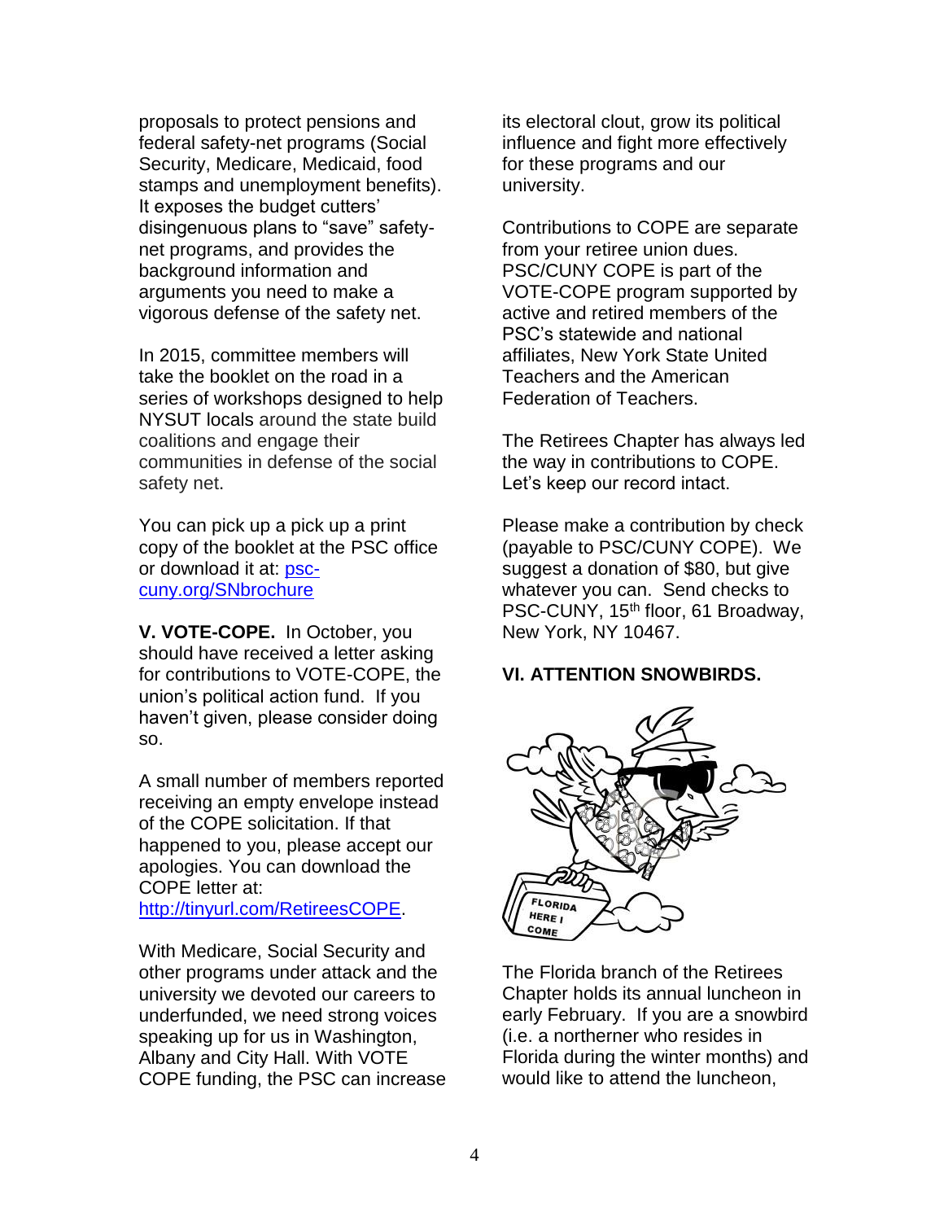proposals to protect pensions and federal safety-net programs (Social Security, Medicare, Medicaid, food stamps and unemployment benefits). It exposes the budget cutters' disingenuous plans to "save" safety-net programs, and provides the background information and arguments you need to make a vigorous defense of the safety net.

In 2015, committee members will take the booklet on the road in a series of workshops designed to help NYSUT locals around the state build coalitions and engage their communities in defense of the social safety net.

You can pick up a pick up a print copy of the booklet at the PSC office or download it at: psc-cuny.org/SNbrochure

**V. VOTE-COPE.** In October, you should have received a letter asking for contributions to VOTE-COPE, the union's political action fund. If you haven't given, please consider doing so.

A small number of members reported receiving an empty envelope instead of the COPE solicitation. If that happened to you, please accept our apologies. You can download the COPE letter at: http://tinyurl.com/RetireesCOPE.

With Medicare, Social Security and other programs under attack and the university we devoted our careers to underfunded, we need strong voices speaking up for us in Washington, Albany and City Hall. With VOTE COPE funding, the PSC can increase its electoral clout, grow its political influence and fight more effectively for these programs and our university.

Contributions to COPE are separate from your retiree union dues. PSC/CUNY COPE is part of the VOTE-COPE program supported by active and retired members of the PSC's statewide and national affiliates, New York State United Teachers and the American Federation of Teachers.

The Retirees Chapter has always led the way in contributions to COPE. Let's keep our record intact.

Please make a contribution by check (payable to PSC/CUNY COPE). We suggest a donation of $80, but give whatever you can. Send checks to PSC-CUNY, 15th floor, 61 Broadway, New York, NY 10467.

**VI. ATTENTION SNOWBIRDS.**

The Florida branch of the Retirees Chapter holds its annual luncheon in early February. If you are a snowbird (i.e. a northerner who resides in Florida during the winter months) and would like to attend the luncheon,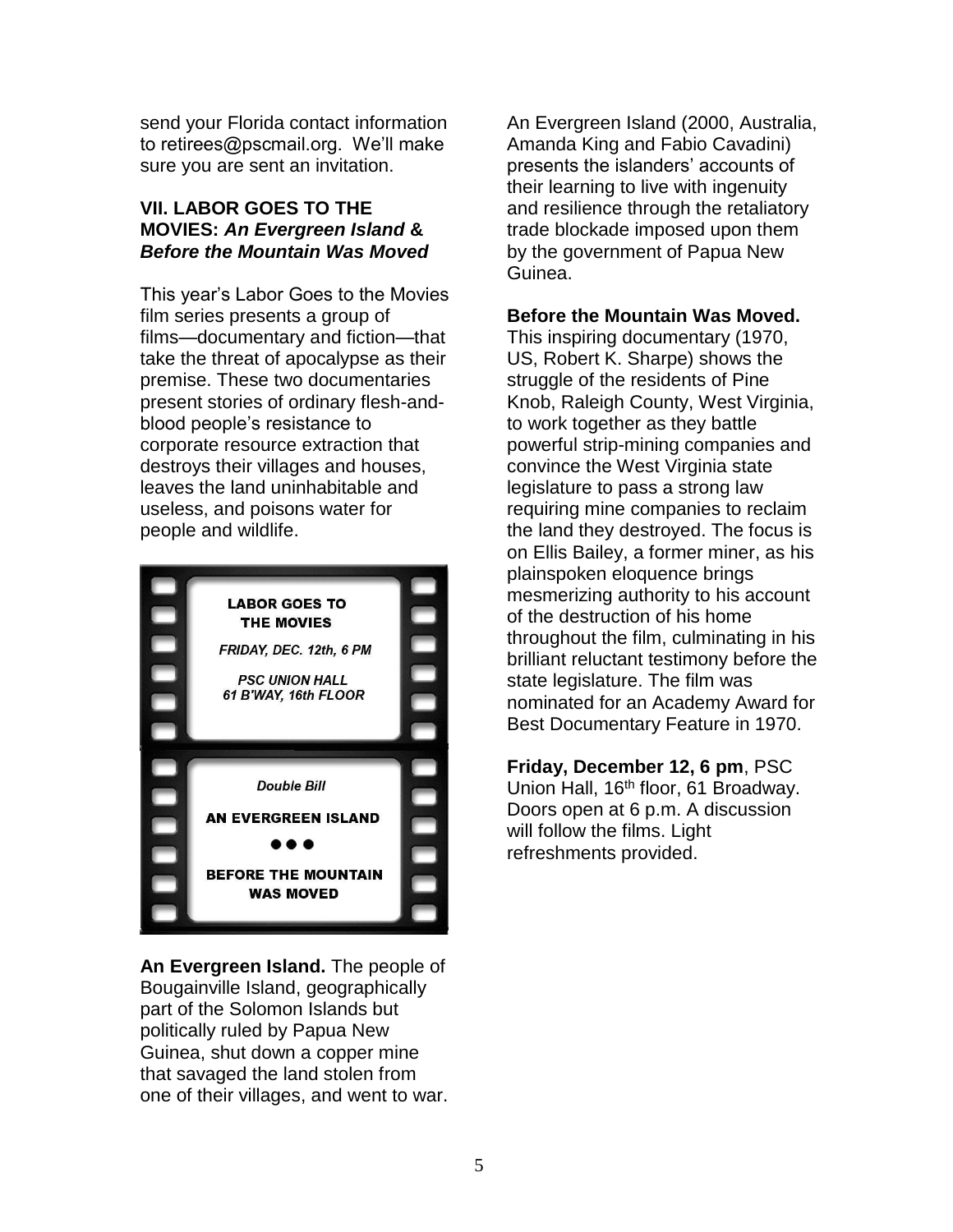send your Florida contact information to retirees@pscmail.org. We'll make sure you are sent an invitation.

### VII. LABOR GOES TO THE MOVIES: *An Evergreen Island* & *Before the Mountain Was Moved*

This year's Labor Goes to the Movies film series presents a group of films—documentary and fiction—that take the threat of apocalypse as their premise. These two documentaries present stories of ordinary flesh-and-blood people's resistance to corporate resource extraction that destroys their villages and houses, leaves the land uninhabitable and useless, and poisons water for people and wildlife.

**LABOR GOES TO THE MOVIES**

***FRIDAY, DEC. 12th, 6 PM***

***PSC UNION HALL***
***61 B'WAY, 16th FLOOR***

***Double Bill***

**AN EVERGREEN ISLAND**

● ● ●

**BEFORE THE MOUNTAIN WAS MOVED**

**An Evergreen Island.** The people of Bougainville Island, geographically part of the Solomon Islands but politically ruled by Papua New Guinea, shut down a copper mine that savaged the land stolen from one of their villages, and went to war. An Evergreen Island (2000, Australia, Amanda King and Fabio Cavadini) presents the islanders' accounts of their learning to live with ingenuity and resilience through the retaliatory trade blockade imposed upon them by the government of Papua New Guinea.

**Before the Mountain Was Moved.** This inspiring documentary (1970, US, Robert K. Sharpe) shows the struggle of the residents of Pine Knob, Raleigh County, West Virginia, to work together as they battle powerful strip-mining companies and convince the West Virginia state legislature to pass a strong law requiring mine companies to reclaim the land they destroyed. The focus is on Ellis Bailey, a former miner, as his plainspoken eloquence brings mesmerizing authority to his account of the destruction of his home throughout the film, culminating in his brilliant reluctant testimony before the state legislature. The film was nominated for an Academy Award for Best Documentary Feature in 1970.

**Friday, December 12, 6 pm**, PSC Union Hall, 16th floor, 61 Broadway. Doors open at 6 p.m. A discussion will follow the films. Light refreshments provided.